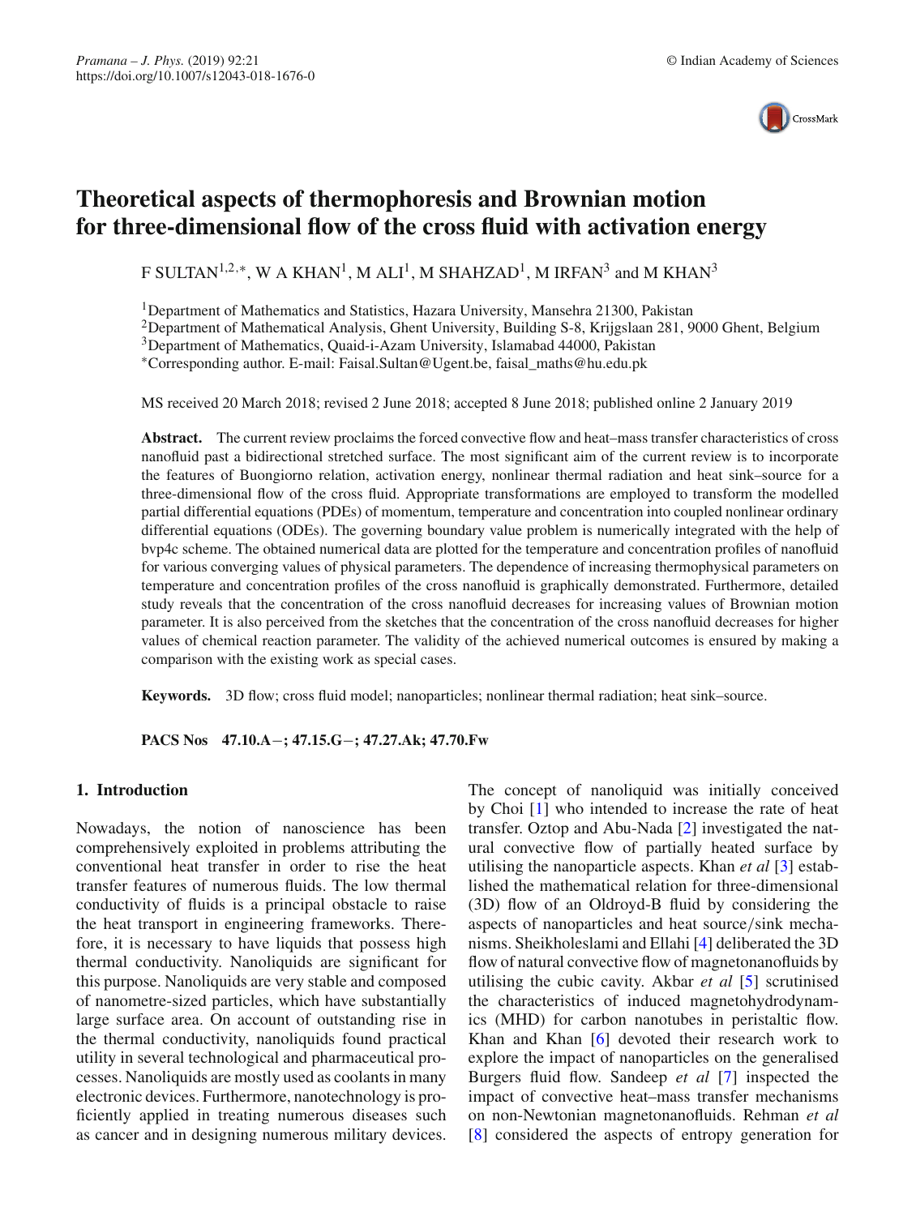# Theoretical aspects of thermophoresis and Brownian motion for three-dimensional flow of the cross fluid with activation energy

F SULTAN[1,2,*], W A KHAN[1], M ALI[1], M SHAHZAD[1], M IRFAN[3] and M KHAN[3]

[1]Department of Mathematics and Statistics, Hazara University, Mansehra 21300, Pakistan
[2]Department of Mathematical Analysis, Ghent University, Building S-8, Krijgslaan 281, 9000 Ghent, Belgium
[3]Department of Mathematics, Quaid-i-Azam University, Islamabad 44000, Pakistan
[*]Corresponding author. E-mail: Faisal.Sultan@Ugent.be, faisal_maths@hu.edu.pk

MS received 20 March 2018; revised 2 June 2018; accepted 8 June 2018; published online 2 January 2019

**Abstract.** The current review proclaims the forced convective flow and heat–mass transfer characteristics of cross nanofluid past a bidirectional stretched surface. The most significant aim of the current review is to incorporate the features of Buongiorno relation, activation energy, nonlinear thermal radiation and heat sink–source for a three-dimensional flow of the cross fluid. Appropriate transformations are employed to transform the modelled partial differential equations (PDEs) of momentum, temperature and concentration into coupled nonlinear ordinary differential equations (ODEs). The governing boundary value problem is numerically integrated with the help of bvp4c scheme. The obtained numerical data are plotted for the temperature and concentration profiles of nanofluid for various converging values of physical parameters. The dependence of increasing thermophysical parameters on temperature and concentration profiles of the cross nanofluid is graphically demonstrated. Furthermore, detailed study reveals that the concentration of the cross nanofluid decreases for increasing values of Brownian motion parameter. It is also perceived from the sketches that the concentration of the cross nanofluid decreases for higher values of chemical reaction parameter. The validity of the achieved numerical outcomes is ensured by making a comparison with the existing work as special cases.

**Keywords.** 3D flow; cross fluid model; nanoparticles; nonlinear thermal radiation; heat sink–source.

**PACS Nos** 47.10.A−; 47.15.G−; 47.27.Ak; 47.70.Fw

## 1. Introduction

Nowadays, the notion of nanoscience has been comprehensively exploited in problems attributing the conventional heat transfer in order to rise the heat transfer features of numerous fluids. The low thermal conductivity of fluids is a principal obstacle to raise the heat transport in engineering frameworks. Therefore, it is necessary to have liquids that possess high thermal conductivity. Nanoliquids are significant for this purpose. Nanoliquids are very stable and composed of nanometre-sized particles, which have substantially large surface area. On account of outstanding rise in the thermal conductivity, nanoliquids found practical utility in several technological and pharmaceutical processes. Nanoliquids are mostly used as coolants in many electronic devices. Furthermore, nanotechnology is proficiently applied in treating numerous diseases such as cancer and in designing numerous military devices. The concept of nanoliquid was initially conceived by Choi [1] who intended to increase the rate of heat transfer. Oztop and Abu-Nada [2] investigated the natural convective flow of partially heated surface by utilising the nanoparticle aspects. Khan *et al* [3] established the mathematical relation for three-dimensional (3D) flow of an Oldroyd-B fluid by considering the aspects of nanoparticles and heat source/sink mechanisms. Sheikholeslami and Ellahi [4] deliberated the 3D flow of natural convective flow of magnetonanofluids by utilising the cubic cavity. Akbar *et al* [5] scrutinised the characteristics of induced magnetohydrodynamics (MHD) for carbon nanotubes in peristaltic flow. Khan and Khan [6] devoted their research work to explore the impact of nanoparticles on the generalised Burgers fluid flow. Sandeep *et al* [7] inspected the impact of convective heat–mass transfer mechanisms on non-Newtonian magnetonanofluids. Rehman *et al* [8] considered the aspects of entropy generation for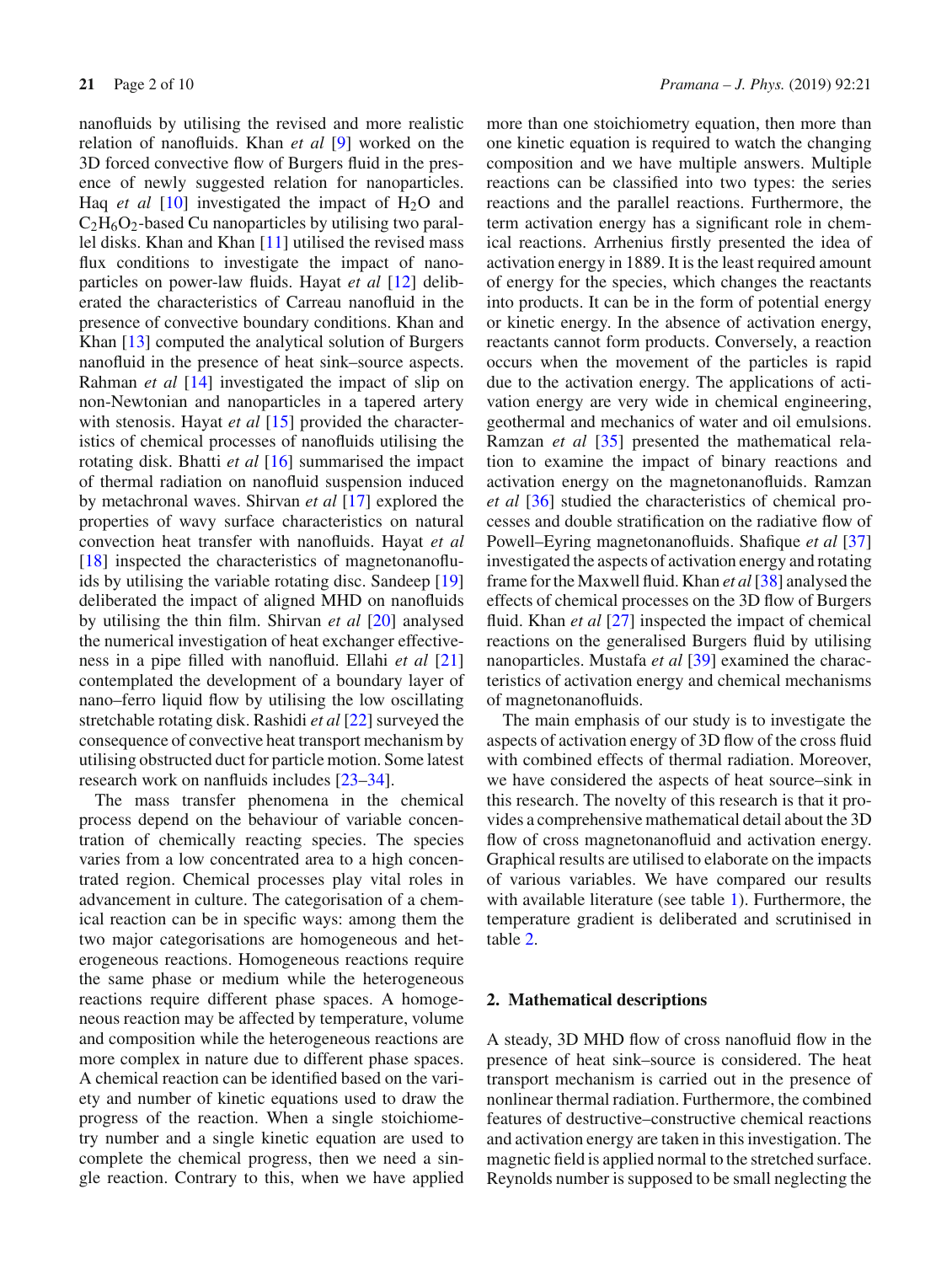nanofluids by utilising the revised and more realistic relation of nanofluids. Khan *et al* [9] worked on the 3D forced convective flow of Burgers fluid in the presence of newly suggested relation for nanoparticles. Haq *et al* [10] investigated the impact of $H_2O$ and $C_2H_6O_2$-based Cu nanoparticles by utilising two parallel disks. Khan and Khan [11] utilised the revised mass flux conditions to investigate the impact of nanoparticles on power-law fluids. Hayat *et al* [12] deliberated the characteristics of Carreau nanofluid in the presence of convective boundary conditions. Khan and Khan [13] computed the analytical solution of Burgers nanofluid in the presence of heat sink–source aspects. Rahman *et al* [14] investigated the impact of slip on non-Newtonian and nanoparticles in a tapered artery with stenosis. Hayat *et al* [15] provided the characteristics of chemical processes of nanofluids utilising the rotating disk. Bhatti *et al* [16] summarised the impact of thermal radiation on nanofluid suspension induced by metachronal waves. Shirvan *et al* [17] explored the properties of wavy surface characteristics on natural convection heat transfer with nanofluids. Hayat *et al* [18] inspected the characteristics of magnetonanofluids by utilising the variable rotating disc. Sandeep [19] deliberated the impact of aligned MHD on nanofluids by utilising the thin film. Shirvan *et al* [20] analysed the numerical investigation of heat exchanger effectiveness in a pipe filled with nanofluid. Ellahi *et al* [21] contemplated the development of a boundary layer of nano–ferro liquid flow by utilising the low oscillating stretchable rotating disk. Rashidi *et al* [22] surveyed the consequence of convective heat transport mechanism by utilising obstructed duct for particle motion. Some latest research work on nanfluids includes [23–34].

The mass transfer phenomena in the chemical process depend on the behaviour of variable concentration of chemically reacting species. The species varies from a low concentrated area to a high concentrated region. Chemical processes play vital roles in advancement in culture. The categorisation of a chemical reaction can be in specific ways: among them the two major categorisations are homogeneous and heterogeneous reactions. Homogeneous reactions require the same phase or medium while the heterogeneous reactions require different phase spaces. A homogeneous reaction may be affected by temperature, volume and composition while the heterogeneous reactions are more complex in nature due to different phase spaces. A chemical reaction can be identified based on the variety and number of kinetic equations used to draw the progress of the reaction. When a single stoichiometry number and a single kinetic equation are used to complete the chemical progress, then we need a single reaction. Contrary to this, when we have applied more than one stoichiometry equation, then more than one kinetic equation is required to watch the changing composition and we have multiple answers. Multiple reactions can be classified into two types: the series reactions and the parallel reactions. Furthermore, the term activation energy has a significant role in chemical reactions. Arrhenius firstly presented the idea of activation energy in 1889. It is the least required amount of energy for the species, which changes the reactants into products. It can be in the form of potential energy or kinetic energy. In the absence of activation energy, reactants cannot form products. Conversely, a reaction occurs when the movement of the particles is rapid due to the activation energy. The applications of activation energy are very wide in chemical engineering, geothermal and mechanics of water and oil emulsions. Ramzan *et al* [35] presented the mathematical relation to examine the impact of binary reactions and activation energy on the magnetonanofluids. Ramzan *et al* [36] studied the characteristics of chemical processes and double stratification on the radiative flow of Powell–Eyring magnetonanofluids. Shafique *et al* [37] investigated the aspects of activation energy and rotating frame for the Maxwell fluid. Khan *et al* [38] analysed the effects of chemical processes on the 3D flow of Burgers fluid. Khan *et al* [27] inspected the impact of chemical reactions on the generalised Burgers fluid by utilising nanoparticles. Mustafa *et al* [39] examined the characteristics of activation energy and chemical mechanisms of magnetonanofluids.

The main emphasis of our study is to investigate the aspects of activation energy of 3D flow of the cross fluid with combined effects of thermal radiation. Moreover, we have considered the aspects of heat source–sink in this research. The novelty of this research is that it provides a comprehensive mathematical detail about the 3D flow of cross magnetonanofluid and activation energy. Graphical results are utilised to elaborate on the impacts of various variables. We have compared our results with available literature (see table 1). Furthermore, the temperature gradient is deliberated and scrutinised in table 2.

## 2. Mathematical descriptions

A steady, 3D MHD flow of cross nanofluid flow in the presence of heat sink–source is considered. The heat transport mechanism is carried out in the presence of nonlinear thermal radiation. Furthermore, the combined features of destructive–constructive chemical reactions and activation energy are taken in this investigation. The magnetic field is applied normal to the stretched surface. Reynolds number is supposed to be small neglecting the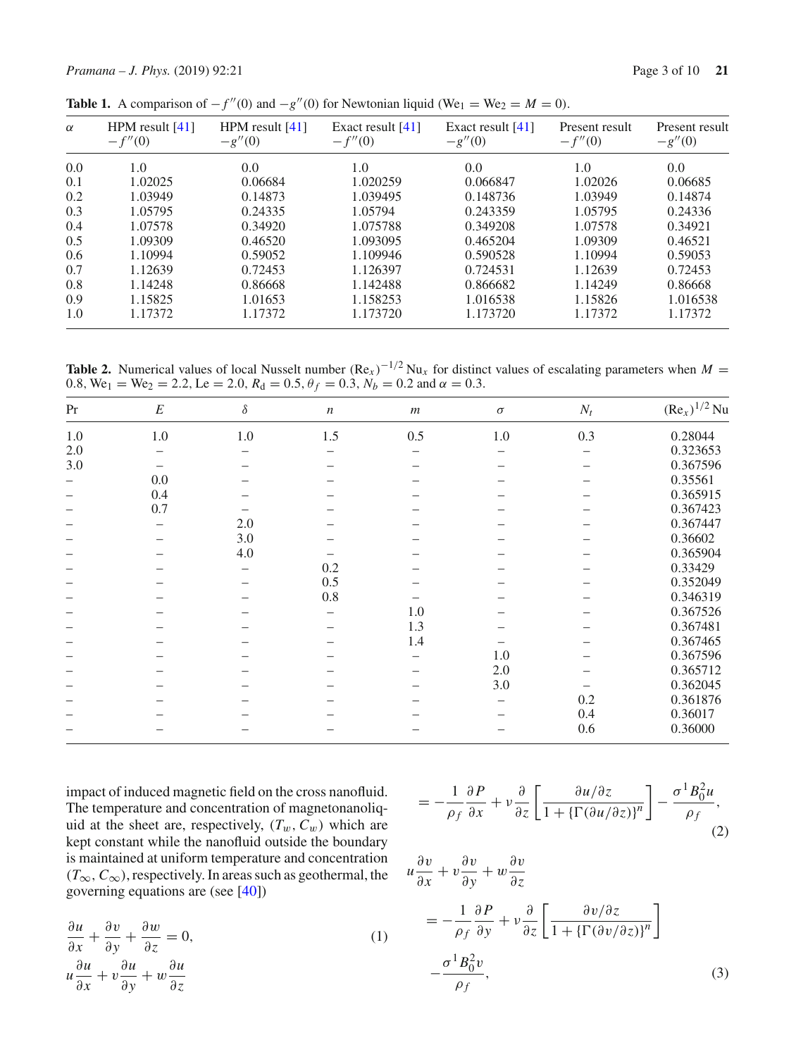**Table 1.** A comparison of $-f''(0)$ and $-g''(0)$ for Newtonian liquid ($\mathrm{We}_1 = \mathrm{We}_2 = M = 0$).

| $\alpha$ | HPM result [41] $-f''(0)$ | HPM result [41] $-g''(0)$ | Exact result [41] $-f''(0)$ | Exact result [41] $-g''(0)$ | Present result $-f''(0)$ | Present result $-g''(0)$ |
|---|---|---|---|---|---|---|
| 0.0 | 1.0 | 0.0 | 1.0 | 0.0 | 1.0 | 0.0 |
| 0.1 | 1.02025 | 0.06684 | 1.020259 | 0.066847 | 1.02026 | 0.06685 |
| 0.2 | 1.03949 | 0.14873 | 1.039495 | 0.148736 | 1.03949 | 0.14874 |
| 0.3 | 1.05795 | 0.24335 | 1.05794 | 0.243359 | 1.05795 | 0.24336 |
| 0.4 | 1.07578 | 0.34920 | 1.075788 | 0.349208 | 1.07578 | 0.34921 |
| 0.5 | 1.09309 | 0.46520 | 1.093095 | 0.465204 | 1.09309 | 0.46521 |
| 0.6 | 1.10994 | 0.59052 | 1.109946 | 0.590528 | 1.10994 | 0.59053 |
| 0.7 | 1.12639 | 0.72453 | 1.126397 | 0.724531 | 1.12639 | 0.72453 |
| 0.8 | 1.14248 | 0.86668 | 1.142488 | 0.866682 | 1.14249 | 0.86668 |
| 0.9 | 1.15825 | 1.01653 | 1.158253 | 1.016538 | 1.15826 | 1.016538 |
| 1.0 | 1.17372 | 1.17372 | 1.173720 | 1.173720 | 1.17372 | 1.17372 |

**Table 2.** Numerical values of local Nusselt number $(\mathrm{Re}_x)^{-1/2}\,\mathrm{Nu}_x$ for distinct values of escalating parameters when $M = 0.8$, $\mathrm{We}_1 = \mathrm{We}_2 = 2.2$, $\mathrm{Le} = 2.0$, $R_\mathrm{d} = 0.5$, $\theta_f = 0.3$, $N_b = 0.2$ and $\alpha = 0.3$.

| Pr | $E$ | $\delta$ | $n$ | $m$ | $\sigma$ | $N_t$ | $(\mathrm{Re}_x)^{1/2}\,\mathrm{Nu}$ |
|---|---|---|---|---|---|---|---|
| 1.0 | 1.0 | 1.0 | 1.5 | 0.5 | 1.0 | 0.3 | 0.28044 |
| 2.0 | – | – | – | – | – | – | 0.323653 |
| 3.0 | – | – | – | – | – | – | 0.367596 |
| – | 0.0 | – | – | – | – | – | 0.35561 |
| – | 0.4 | – | – | – | – | – | 0.365915 |
| – | 0.7 | – | – | – | – | – | 0.367423 |
| – | – | 2.0 | – | – | – | – | 0.367447 |
| – | – | 3.0 | – | – | – | – | 0.36602 |
| – | – | 4.0 | – | – | – | – | 0.365904 |
| – | – | – | 0.2 | – | – | – | 0.33429 |
| – | – | – | 0.5 | – | – | – | 0.352049 |
| – | – | – | 0.8 | – | – | – | 0.346319 |
| – | – | – | – | 1.0 | – | – | 0.367526 |
| – | – | – | – | 1.3 | – | – | 0.367481 |
| – | – | – | – | 1.4 | – | – | 0.367465 |
| – | – | – | – | – | 1.0 | – | 0.367596 |
| – | – | – | – | – | 2.0 | – | 0.365712 |
| – | – | – | – | – | 3.0 | – | 0.362045 |
| – | – | – | – | – | – | 0.2 | 0.361876 |
| – | – | – | – | – | – | 0.4 | 0.36017 |
| – | – | – | – | – | – | 0.6 | 0.36000 |

impact of induced magnetic field on the cross nanofluid. The temperature and concentration of magnetonanoliquid at the sheet are, respectively, $(T_w, C_w)$ which are kept constant while the nanofluid outside the boundary is maintained at uniform temperature and concentration $(T_\infty, C_\infty)$, respectively. In areas such as geothermal, the governing equations are (see [40])

$$\frac{\partial u}{\partial x} + \frac{\partial v}{\partial y} + \frac{\partial w}{\partial z} = 0, \tag{1}$$

$$u\frac{\partial u}{\partial x} + v\frac{\partial u}{\partial y} + w\frac{\partial u}{\partial z} = -\frac{1}{\rho_f}\frac{\partial P}{\partial x} + \nu\frac{\partial}{\partial z}\left[\frac{\partial u/\partial z}{1 + \{\Gamma(\partial u/\partial z)\}^n}\right] - \frac{\sigma^1 B_0^2 u}{\rho_f}, \tag{2}$$

$$u\frac{\partial v}{\partial x} + v\frac{\partial v}{\partial y} + w\frac{\partial v}{\partial z} = -\frac{1}{\rho_f}\frac{\partial P}{\partial y} + \nu\frac{\partial}{\partial z}\left[\frac{\partial v/\partial z}{1 + \{\Gamma(\partial v/\partial z)\}^n}\right] - \frac{\sigma^1 B_0^2 v}{\rho_f}, \tag{3}$$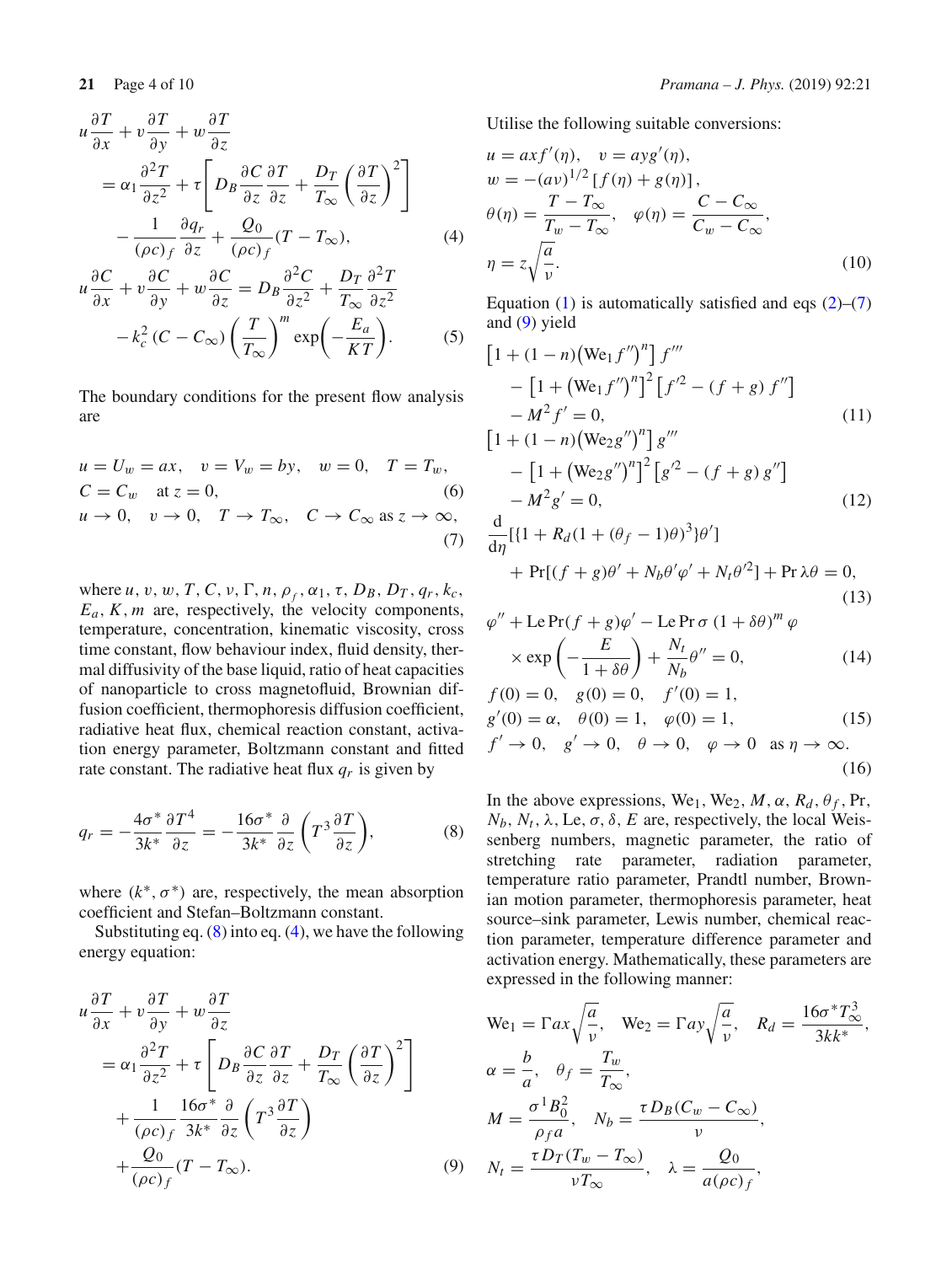$$u\frac{\partial T}{\partial x}+v\frac{\partial T}{\partial y}+w\frac{\partial T}{\partial z} = \alpha_1\frac{\partial^2 T}{\partial z^2}+\tau\left[D_B\frac{\partial C}{\partial z}\frac{\partial T}{\partial z}+\frac{D_T}{T_\infty}\left(\frac{\partial T}{\partial z}\right)^2\right] - \frac{1}{(\rho c)_f}\frac{\partial q_r}{\partial z}+\frac{Q_0}{(\rho c)_f}(T-T_\infty), \tag{4}$$

$$u\frac{\partial C}{\partial x}+v\frac{\partial C}{\partial y}+w\frac{\partial C}{\partial z} = D_B\frac{\partial^2 C}{\partial z^2}+\frac{D_T}{T_\infty}\frac{\partial^2 T}{\partial z^2} - k_c^2(C-C_\infty)\left(\frac{T}{T_\infty}\right)^m\exp\left(-\frac{E_a}{KT}\right). \tag{5}$$

The boundary conditions for the present flow analysis are

$$u=U_w=ax,\quad v=V_w=by,\quad w=0,\quad T=T_w,\quad C=C_w\quad \text{at } z=0, \tag{6}$$

$$u\to 0,\quad v\to 0,\quad T\to T_\infty,\quad C\to C_\infty \text{ as } z\to\infty, \tag{7}$$

where $u, v, w, T, C, \nu, \Gamma, n, \rho_f, \alpha_1, \tau, D_B, D_T, q_r, k_c, E_a, K, m$ are, respectively, the velocity components, temperature, concentration, kinematic viscosity, cross time constant, flow behaviour index, fluid density, thermal diffusivity of the base liquid, ratio of heat capacities of nanoparticle to cross magnetofluid, Brownian diffusion coefficient, thermophoresis diffusion coefficient, radiative heat flux, chemical reaction constant, activation energy parameter, Boltzmann constant and fitted rate constant. The radiative heat flux $q_r$ is given by

$$q_r=-\frac{4\sigma^*}{3k^*}\frac{\partial T^4}{\partial z}=-\frac{16\sigma^*}{3k^*}\frac{\partial}{\partial z}\left(T^3\frac{\partial T}{\partial z}\right), \tag{8}$$

where $(k^*, \sigma^*)$ are, respectively, the mean absorption coefficient and Stefan–Boltzmann constant.

Substituting eq. (8) into eq. (4), we have the following energy equation:

$$u\frac{\partial T}{\partial x}+v\frac{\partial T}{\partial y}+w\frac{\partial T}{\partial z} = \alpha_1\frac{\partial^2 T}{\partial z^2}+\tau\left[D_B\frac{\partial C}{\partial z}\frac{\partial T}{\partial z}+\frac{D_T}{T_\infty}\left(\frac{\partial T}{\partial z}\right)^2\right] + \frac{1}{(\rho c)_f}\frac{16\sigma^*}{3k^*}\frac{\partial}{\partial z}\left(T^3\frac{\partial T}{\partial z}\right) +\frac{Q_0}{(\rho c)_f}(T-T_\infty). \tag{9}$$

Utilise the following suitable conversions:

$$u=axf'(\eta),\quad v=ayg'(\eta),\quad w=-(a\nu)^{1/2}\left[f(\eta)+g(\eta)\right],\quad \theta(\eta)=\frac{T-T_\infty}{T_w-T_\infty},\quad \varphi(\eta)=\frac{C-C_\infty}{C_w-C_\infty},\quad \eta=z\sqrt{\frac{a}{\nu}}. \tag{10}$$

Equation (1) is automatically satisfied and eqs (2)–(7) and (9) yield

$$\left[1+(1-n)\left(\mathrm{We}_1 f''\right)^n\right]f''' - \left[1+\left(\mathrm{We}_1 f''\right)^n\right]^2\left[f'^2-(f+g)f''\right] - M^2 f'=0, \tag{11}$$

$$\left[1+(1-n)\left(\mathrm{We}_2 g''\right)^n\right]g''' - \left[1+\left(\mathrm{We}_2 g''\right)^n\right]^2\left[g'^2-(f+g)g''\right] - M^2 g'=0, \tag{12}$$

$$\frac{\mathrm{d}}{\mathrm{d}\eta}[\{1+R_d(1+(\theta_f-1)\theta)^3\}\theta'] + \Pr[(f+g)\theta'+N_b\theta'\varphi'+N_t\theta'^2]+\Pr\lambda\theta=0, \tag{13}$$

$$\varphi''+\mathrm{Le}\Pr(f+g)\varphi'-\mathrm{Le}\Pr\sigma(1+\delta\theta)^m\varphi \times\exp\left(-\frac{E}{1+\delta\theta}\right)+\frac{N_t}{N_b}\theta''=0, \tag{14}$$

$$f(0)=0,\quad g(0)=0,\quad f'(0)=1,\quad g'(0)=\alpha,\quad \theta(0)=1,\quad \varphi(0)=1, \tag{15}$$

$$f'\to 0,\quad g'\to 0,\quad \theta\to 0,\quad \varphi\to 0\quad \text{as } \eta\to\infty. \tag{16}$$

In the above expressions, $\mathrm{We}_1, \mathrm{We}_2, M, \alpha, R_d, \theta_f, \Pr, N_b, N_t, \lambda, \mathrm{Le}, \sigma, \delta, E$ are, respectively, the local Weissenberg numbers, magnetic parameter, the ratio of stretching rate parameter, radiation parameter, temperature ratio parameter, Prandtl number, Brownian motion parameter, thermophoresis parameter, heat source–sink parameter, Lewis number, chemical reaction parameter, temperature difference parameter and activation energy. Mathematically, these parameters are expressed in the following manner:

$$\mathrm{We}_1=\Gamma ax\sqrt{\frac{a}{\nu}},\quad \mathrm{We}_2=\Gamma ay\sqrt{\frac{a}{\nu}},\quad R_d=\frac{16\sigma^*T_\infty^3}{3kk^*},$$

$$\alpha=\frac{b}{a},\quad \theta_f=\frac{T_w}{T_\infty},$$

$$M=\frac{\sigma^1 B_0^2}{\rho_f a},\quad N_b=\frac{\tau D_B(C_w-C_\infty)}{\nu},$$

$$N_t=\frac{\tau D_T(T_w-T_\infty)}{\nu T_\infty},\quad \lambda=\frac{Q_0}{a(\rho c)_f},$$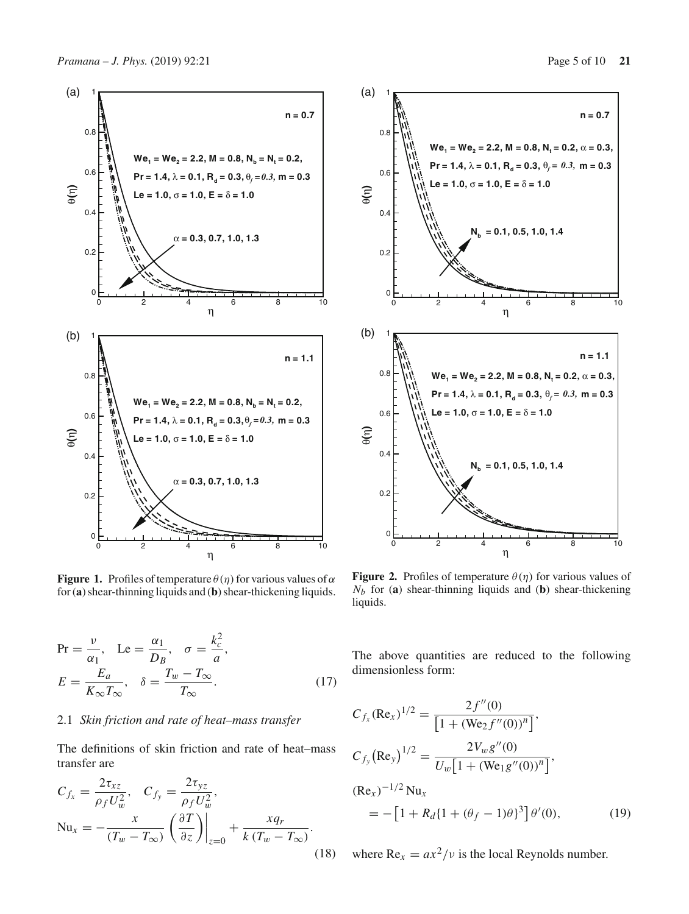**Figure 1.** Profiles of temperature $\theta(\eta)$ for various values of $\alpha$ for (**a**) shear-thinning liquids and (**b**) shear-thickening liquids.

**Figure 2.** Profiles of temperature $\theta(\eta)$ for various values of $N_b$ for (**a**) shear-thinning liquids and (**b**) shear-thickening liquids.

$$
\mathrm{Pr} = \frac{\nu}{\alpha_1}, \quad \mathrm{Le} = \frac{\alpha_1}{D_B}, \quad \sigma = \frac{k_c^2}{a},
$$
$$
E = \frac{E_a}{K_\infty T_\infty}, \quad \delta = \frac{T_w - T_\infty}{T_\infty}. \tag{17}
$$

### 2.1 *Skin friction and rate of heat–mass transfer*

The definitions of skin friction and rate of heat–mass transfer are

$$
C_{f_x} = \frac{2\tau_{xz}}{\rho_f U_w^2}, \quad C_{f_y} = \frac{2\tau_{yz}}{\rho_f U_w^2},
$$
$$
\mathrm{Nu}_x = -\frac{x}{(T_w - T_\infty)} \left( \frac{\partial T}{\partial z} \right)\bigg|_{z=0} + \frac{x q_r}{k\,(T_w - T_\infty)}. \tag{18}
$$

The above quantities are reduced to the following dimensionless form:

$$
C_{f_x}(\mathrm{Re}_x)^{1/2} = \frac{2f''(0)}{\left[1 + (\mathrm{We}_2 f''(0))^n\right]},
$$
$$
C_{f_y}\left(\mathrm{Re}_y\right)^{1/2} = \frac{2V_w g''(0)}{U_w\left[1 + (\mathrm{We}_1 g''(0))^n\right]},
$$
$$
(\mathrm{Re}_x)^{-1/2}\,\mathrm{Nu}_x = -\left[1 + R_d\{1 + (\theta_f - 1)\theta\}^3\right]\theta'(0), \tag{19}
$$

where $\mathrm{Re}_x = ax^2/\nu$ is the local Reynolds number.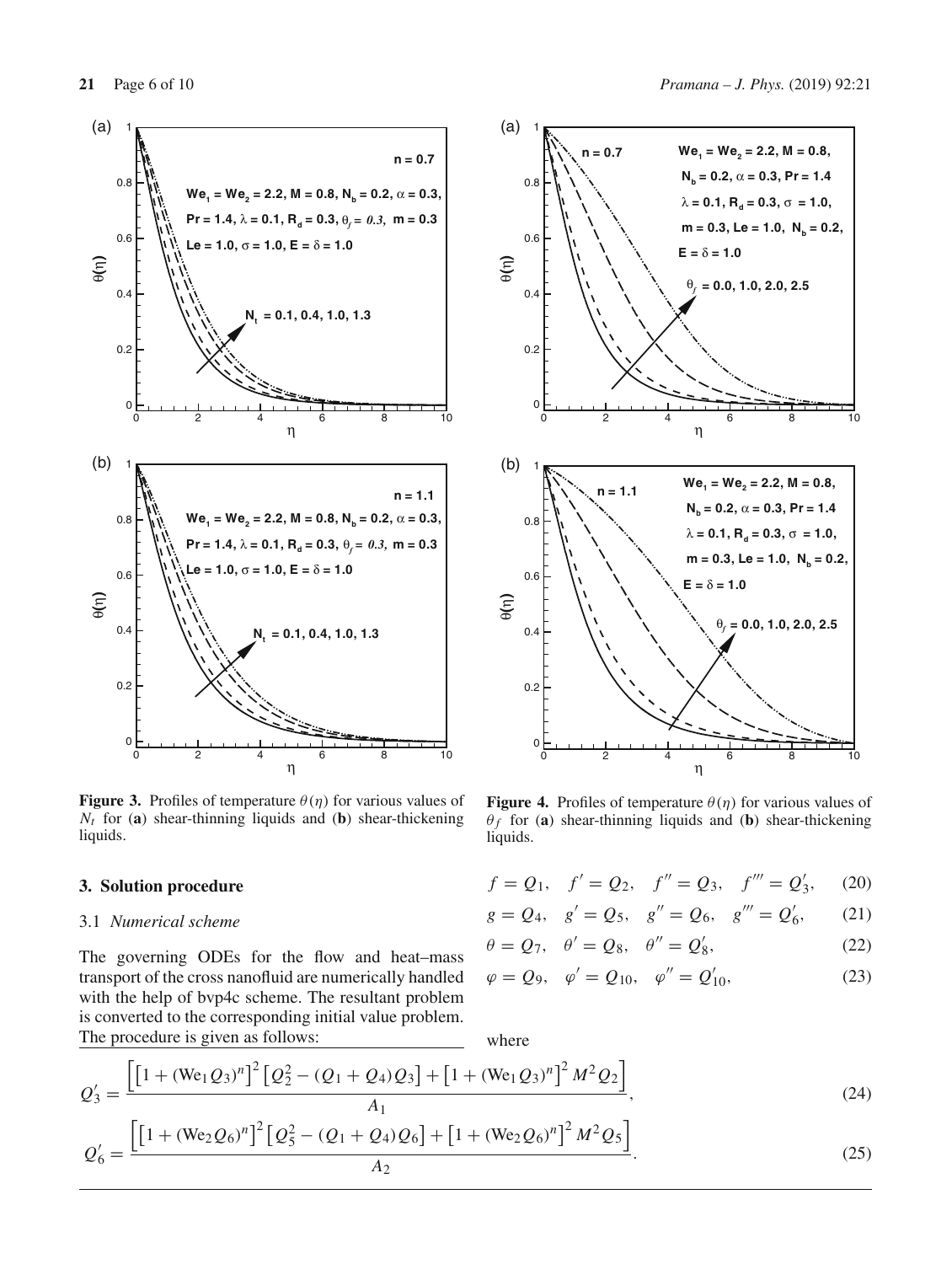**Figure 3.** Profiles of temperature $\theta(\eta)$ for various values of $N_t$ for (**a**) shear-thinning liquids and (**b**) shear-thickening liquids.

**Figure 4.** Profiles of temperature $\theta(\eta)$ for various values of $\theta_f$ for (**a**) shear-thinning liquids and (**b**) shear-thickening liquids.

## 3. Solution procedure

### 3.1 *Numerical scheme*

The governing ODEs for the flow and heat–mass transport of the cross nanofluid are numerically handled with the help of bvp4c scheme. The resultant problem is converted to the corresponding initial value problem. The procedure is given as follows:

$$f = Q_1, \quad f' = Q_2, \quad f'' = Q_3, \quad f''' = Q_3', \tag{20}$$

$$g = Q_4, \quad g' = Q_5, \quad g'' = Q_6, \quad g''' = Q_6', \tag{21}$$

$$\theta = Q_7, \quad \theta' = Q_8, \quad \theta'' = Q_8', \tag{22}$$

$$\varphi = Q_9, \quad \varphi' = Q_{10}, \quad \varphi'' = Q_{10}', \tag{23}$$

where

$$Q_3' = \frac{\left[\left[1 + (\mathrm{We}_1 Q_3)^n\right]^2 \left[Q_2^2 - (Q_1 + Q_4)Q_3\right] + \left[1 + (\mathrm{We}_1 Q_3)^n\right]^2 M^2 Q_2\right]}{A_1}, \tag{24}$$

$$Q_6' = \frac{\left[\left[1 + (\mathrm{We}_2 Q_6)^n\right]^2 \left[Q_5^2 - (Q_1 + Q_4)Q_6\right] + \left[1 + (\mathrm{We}_2 Q_6)^n\right]^2 M^2 Q_5\right]}{A_2}. \tag{25}$$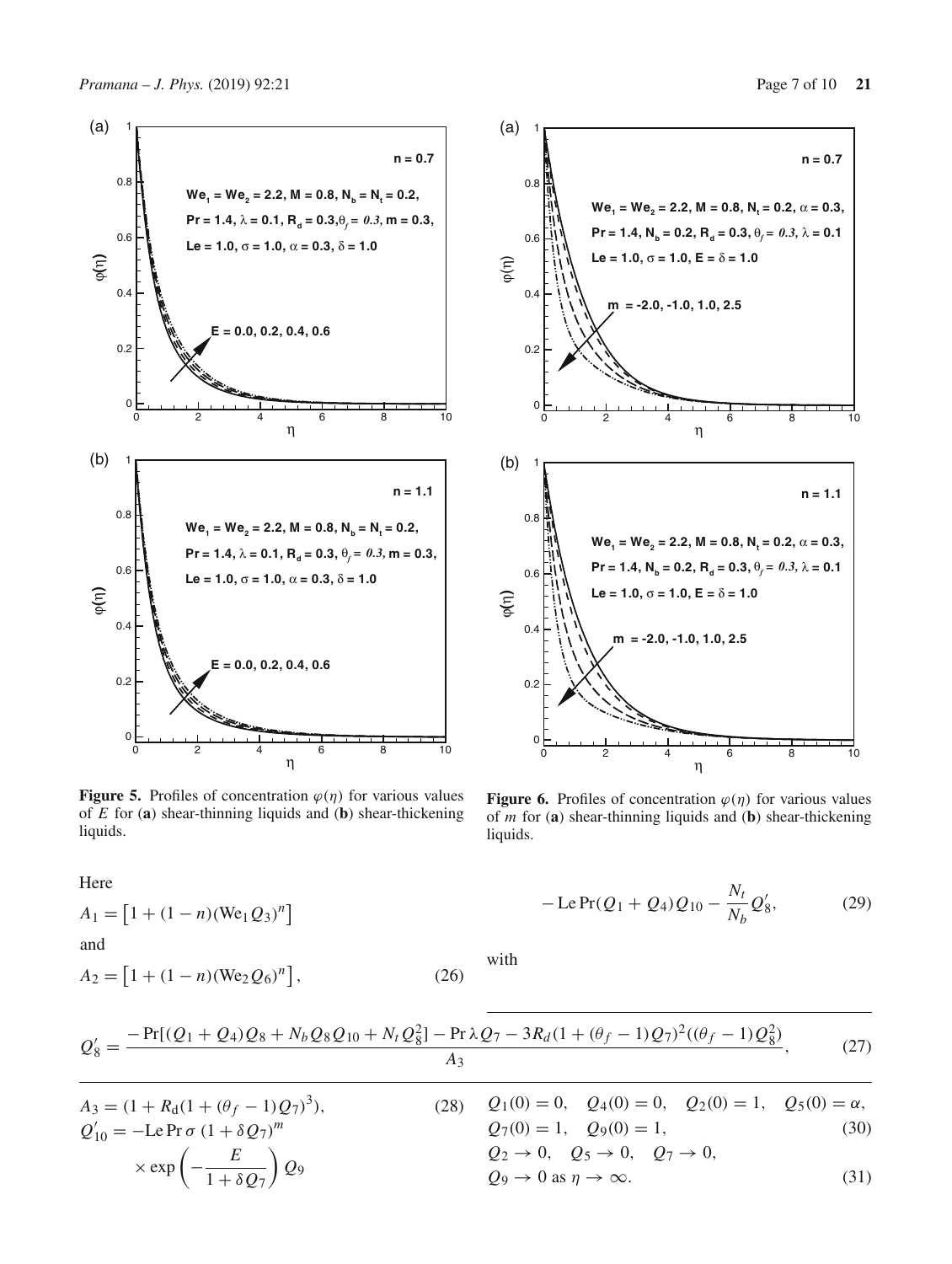**Figure 5.** Profiles of concentration $\varphi(\eta)$ for various values of $E$ for (**a**) shear-thinning liquids and (**b**) shear-thickening liquids.

**Figure 6.** Profiles of concentration $\varphi(\eta)$ for various values of $m$ for (**a**) shear-thinning liquids and (**b**) shear-thickening liquids.

Here

$$A_1 = \left[1 + (1-n)(\mathrm{We}_1 Q_3)^n\right]$$

and

$$A_2 = \left[1 + (1-n)(\mathrm{We}_2 Q_6)^n\right], \tag{26}$$

$$Q_8' = \frac{-\Pr[(Q_1+Q_4)Q_8 + N_b Q_8 Q_{10} + N_t Q_8^2] - \Pr\lambda Q_7 - 3R_d(1+(\theta_f-1)Q_7)^2((\theta_f-1)Q_8^2)}{A_3}, \tag{27}$$

$$A_3 = (1 + R_\mathrm{d}(1+(\theta_f-1)Q_7)^3), \tag{28}$$

$$Q_{10}' = -\mathrm{Le}\Pr\sigma\,(1+\delta Q_7)^m \times \exp\left(-\frac{E}{1+\delta Q_7}\right)Q_9 - \mathrm{Le}\Pr(Q_1+Q_4)Q_{10} - \frac{N_t}{N_b}Q_8', \tag{29}$$

with

$$Q_1(0) = 0,\quad Q_4(0) = 0,\quad Q_2(0) = 1,\quad Q_5(0) = \alpha,$$
$$Q_7(0) = 1,\quad Q_9(0) = 1, \tag{30}$$

$$Q_2 \to 0,\quad Q_5 \to 0,\quad Q_7 \to 0,$$
$$Q_9 \to 0 \text{ as } \eta \to \infty. \tag{31}$$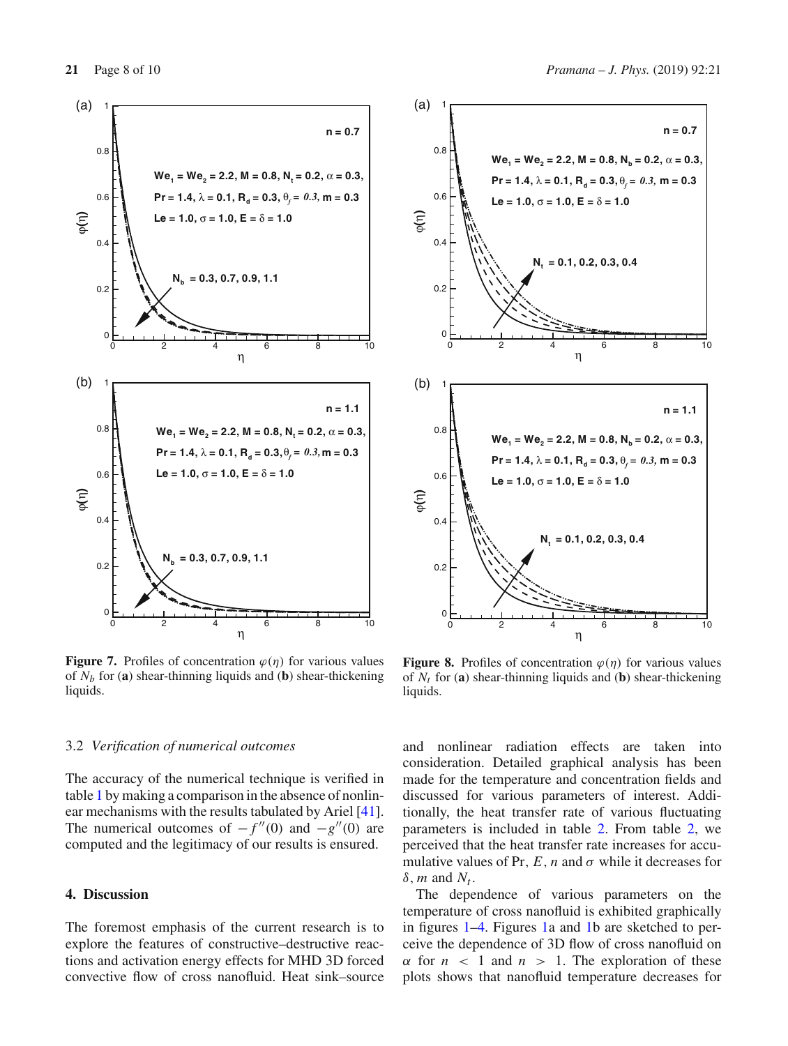**Figure 7.** Profiles of concentration $\varphi(\eta)$ for various values of $N_b$ for (**a**) shear-thinning liquids and (**b**) shear-thickening liquids.

**Figure 8.** Profiles of concentration $\varphi(\eta)$ for various values of $N_t$ for (**a**) shear-thinning liquids and (**b**) shear-thickening liquids.

### 3.2 *Verification of numerical outcomes*

The accuracy of the numerical technique is verified in table 1 by making a comparison in the absence of nonlinear mechanisms with the results tabulated by Ariel [41]. The numerical outcomes of $-f''(0)$ and $-g''(0)$ are computed and the legitimacy of our results is ensured.

## 4. Discussion

The foremost emphasis of the current research is to explore the features of constructive–destructive reactions and activation energy effects for MHD 3D forced convective flow of cross nanofluid. Heat sink–source and nonlinear radiation effects are taken into consideration. Detailed graphical analysis has been made for the temperature and concentration fields and discussed for various parameters of interest. Additionally, the heat transfer rate of various fluctuating parameters is included in table 2. From table 2, we perceived that the heat transfer rate increases for accumulative values of Pr, $E$, $n$ and $\sigma$ while it decreases for $\delta$, $m$ and $N_t$.

The dependence of various parameters on the temperature of cross nanofluid is exhibited graphically in figures 1–4. Figures 1a and 1b are sketched to perceive the dependence of 3D flow of cross nanofluid on $\alpha$ for $n < 1$ and $n > 1$. The exploration of these plots shows that nanofluid temperature decreases for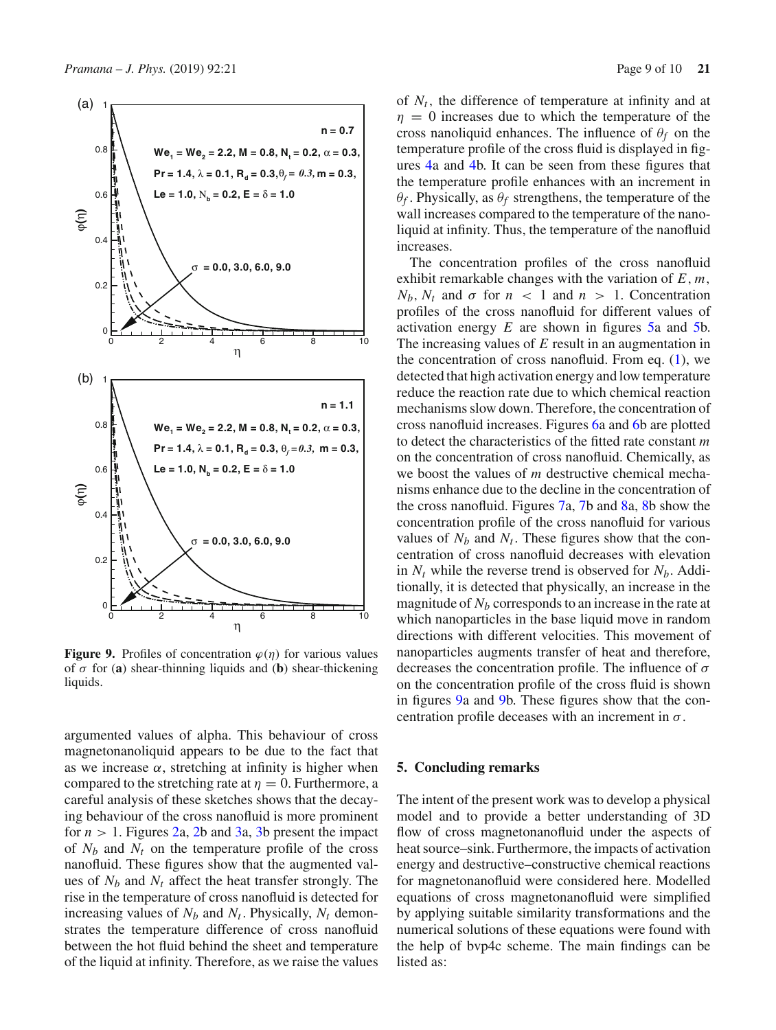**Figure 9.** Profiles of concentration $\varphi(\eta)$ for various values of $\sigma$ for (**a**) shear-thinning liquids and (**b**) shear-thickening liquids.

argumented values of alpha. This behaviour of cross magnetonanoliquid appears to be due to the fact that as we increase $\alpha$, stretching at infinity is higher when compared to the stretching rate at $\eta = 0$. Furthermore, a careful analysis of these sketches shows that the decaying behaviour of the cross nanofluid is more prominent for $n > 1$. Figures 2a, 2b and 3a, 3b present the impact of $N_b$ and $N_t$ on the temperature profile of the cross nanofluid. These figures show that the augmented values of $N_b$ and $N_t$ affect the heat transfer strongly. The rise in the temperature of cross nanofluid is detected for increasing values of $N_b$ and $N_t$. Physically, $N_t$ demonstrates the temperature difference of cross nanofluid between the hot fluid behind the sheet and temperature of the liquid at infinity. Therefore, as we raise the values of $N_t$, the difference of temperature at infinity and at $\eta = 0$ increases due to which the temperature of the cross nanoliquid enhances. The influence of $\theta_f$ on the temperature profile of the cross fluid is displayed in figures 4a and 4b. It can be seen from these figures that the temperature profile enhances with an increment in $\theta_f$. Physically, as $\theta_f$ strengthens, the temperature of the wall increases compared to the temperature of the nanoliquid at infinity. Thus, the temperature of the nanofluid increases.

The concentration profiles of the cross nanofluid exhibit remarkable changes with the variation of $E$, $m$, $N_b$, $N_t$ and $\sigma$ for $n < 1$ and $n > 1$. Concentration profiles of the cross nanofluid for different values of activation energy $E$ are shown in figures 5a and 5b. The increasing values of $E$ result in an augmentation in the concentration of cross nanofluid. From eq. (1), we detected that high activation energy and low temperature reduce the reaction rate due to which chemical reaction mechanisms slow down. Therefore, the concentration of cross nanofluid increases. Figures 6a and 6b are plotted to detect the characteristics of the fitted rate constant $m$ on the concentration of cross nanofluid. Chemically, as we boost the values of $m$ destructive chemical mechanisms enhance due to the decline in the concentration of the cross nanofluid. Figures 7a, 7b and 8a, 8b show the concentration profile of the cross nanofluid for various values of $N_b$ and $N_t$. These figures show that the concentration of cross nanofluid decreases with elevation in $N_t$ while the reverse trend is observed for $N_b$. Additionally, it is detected that physically, an increase in the magnitude of $N_b$ corresponds to an increase in the rate at which nanoparticles in the base liquid move in random directions with different velocities. This movement of nanoparticles augments transfer of heat and therefore, decreases the concentration profile. The influence of $\sigma$ on the concentration profile of the cross fluid is shown in figures 9a and 9b. These figures show that the concentration profile deceases with an increment in $\sigma$.

## 5. Concluding remarks

The intent of the present work was to develop a physical model and to provide a better understanding of 3D flow of cross magnetonanofluid under the aspects of heat source–sink. Furthermore, the impacts of activation energy and destructive–constructive chemical reactions for magnetonanofluid were considered here. Modelled equations of cross magnetonanofluid were simplified by applying suitable similarity transformations and the numerical solutions of these equations were found with the help of bvp4c scheme. The main findings can be listed as: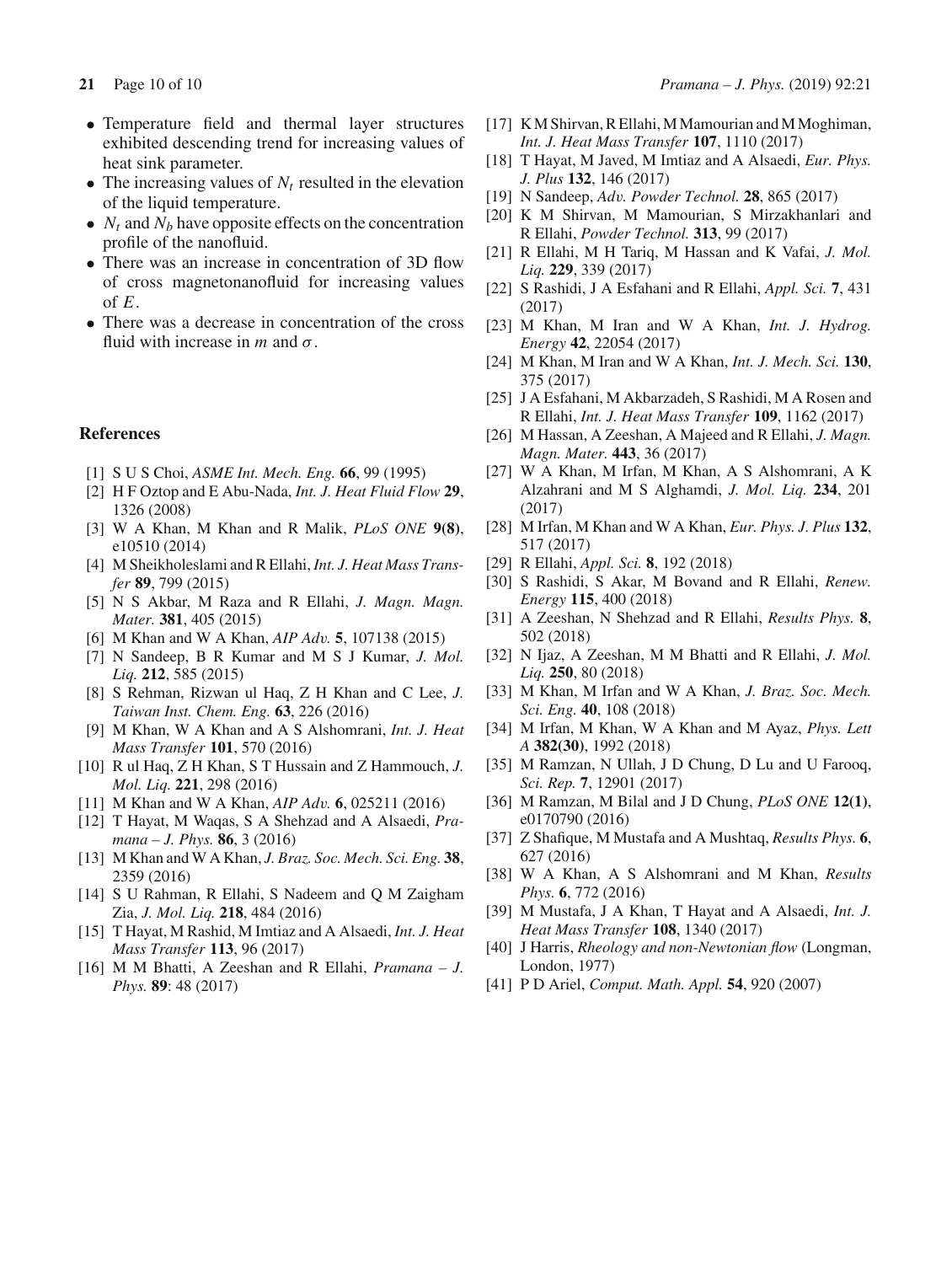- Temperature field and thermal layer structures exhibited descending trend for increasing values of heat sink parameter.
- The increasing values of $N_t$ resulted in the elevation of the liquid temperature.
- $N_t$ and $N_b$ have opposite effects on the concentration profile of the nanofluid.
- There was an increase in concentration of 3D flow of cross magnetonanofluid for increasing values of $E$.
- There was a decrease in concentration of the cross fluid with increase in $m$ and $\sigma$.

## References

[1] S U S Choi, *ASME Int. Mech. Eng.* **66**, 99 (1995)

[2] H F Oztop and E Abu-Nada, *Int. J. Heat Fluid Flow* **29**, 1326 (2008)

[3] W A Khan, M Khan and R Malik, *PLoS ONE* **9(8)**, e10510 (2014)

[4] M Sheikholeslami and R Ellahi, *Int. J. Heat Mass Transfer* **89**, 799 (2015)

[5] N S Akbar, M Raza and R Ellahi, *J. Magn. Magn. Mater.* **381**, 405 (2015)

[6] M Khan and W A Khan, *AIP Adv.* **5**, 107138 (2015)

[7] N Sandeep, B R Kumar and M S J Kumar, *J. Mol. Liq.* **212**, 585 (2015)

[8] S Rehman, Rizwan ul Haq, Z H Khan and C Lee, *J. Taiwan Inst. Chem. Eng.* **63**, 226 (2016)

[9] M Khan, W A Khan and A S Alshomrani, *Int. J. Heat Mass Transfer* **101**, 570 (2016)

[10] R ul Haq, Z H Khan, S T Hussain and Z Hammouch, *J. Mol. Liq.* **221**, 298 (2016)

[11] M Khan and W A Khan, *AIP Adv.* **6**, 025211 (2016)

[12] T Hayat, M Waqas, S A Shehzad and A Alsaedi, *Pramana – J. Phys.* **86**, 3 (2016)

[13] M Khan and W A Khan, *J. Braz. Soc. Mech. Sci. Eng.* **38**, 2359 (2016)

[14] S U Rahman, R Ellahi, S Nadeem and Q M Zaigham Zia, *J. Mol. Liq.* **218**, 484 (2016)

[15] T Hayat, M Rashid, M Imtiaz and A Alsaedi, *Int. J. Heat Mass Transfer* **113**, 96 (2017)

[16] M M Bhatti, A Zeeshan and R Ellahi, *Pramana – J. Phys.* **89**: 48 (2017)

[17] K M Shirvan, R Ellahi, M Mamourian and M Moghiman, *Int. J. Heat Mass Transfer* **107**, 1110 (2017)

[18] T Hayat, M Javed, M Imtiaz and A Alsaedi, *Eur. Phys. J. Plus* **132**, 146 (2017)

[19] N Sandeep, *Adv. Powder Technol.* **28**, 865 (2017)

[20] K M Shirvan, M Mamourian, S Mirzakhanlari and R Ellahi, *Powder Technol.* **313**, 99 (2017)

[21] R Ellahi, M H Tariq, M Hassan and K Vafai, *J. Mol. Liq.* **229**, 339 (2017)

[22] S Rashidi, J A Esfahani and R Ellahi, *Appl. Sci.* **7**, 431 (2017)

[23] M Khan, M Iran and W A Khan, *Int. J. Hydrog. Energy* **42**, 22054 (2017)

[24] M Khan, M Iran and W A Khan, *Int. J. Mech. Sci.* **130**, 375 (2017)

[25] J A Esfahani, M Akbarzadeh, S Rashidi, M A Rosen and R Ellahi, *Int. J. Heat Mass Transfer* **109**, 1162 (2017)

[26] M Hassan, A Zeeshan, A Majeed and R Ellahi, *J. Magn. Magn. Mater.* **443**, 36 (2017)

[27] W A Khan, M Irfan, M Khan, A S Alshomrani, A K Alzahrani and M S Alghamdi, *J. Mol. Liq.* **234**, 201 (2017)

[28] M Irfan, M Khan and W A Khan, *Eur. Phys. J. Plus* **132**, 517 (2017)

[29] R Ellahi, *Appl. Sci.* **8**, 192 (2018)

[30] S Rashidi, S Akar, M Bovand and R Ellahi, *Renew. Energy* **115**, 400 (2018)

[31] A Zeeshan, N Shehzad and R Ellahi, *Results Phys.* **8**, 502 (2018)

[32] N Ijaz, A Zeeshan, M M Bhatti and R Ellahi, *J. Mol. Liq.* **250**, 80 (2018)

[33] M Khan, M Irfan and W A Khan, *J. Braz. Soc. Mech. Sci. Eng.* **40**, 108 (2018)

[34] M Irfan, M Khan, W A Khan and M Ayaz, *Phys. Lett A* **382(30)**, 1992 (2018)

[35] M Ramzan, N Ullah, J D Chung, D Lu and U Farooq, *Sci. Rep.* **7**, 12901 (2017)

[36] M Ramzan, M Bilal and J D Chung, *PLoS ONE* **12(1)**, e0170790 (2016)

[37] Z Shafique, M Mustafa and A Mushtaq, *Results Phys.* **6**, 627 (2016)

[38] W A Khan, A S Alshomrani and M Khan, *Results Phys.* **6**, 772 (2016)

[39] M Mustafa, J A Khan, T Hayat and A Alsaedi, *Int. J. Heat Mass Transfer* **108**, 1340 (2017)

[40] J Harris, *Rheology and non-Newtonian flow* (Longman, London, 1977)

[41] P D Ariel, *Comput. Math. Appl.* **54**, 920 (2007)